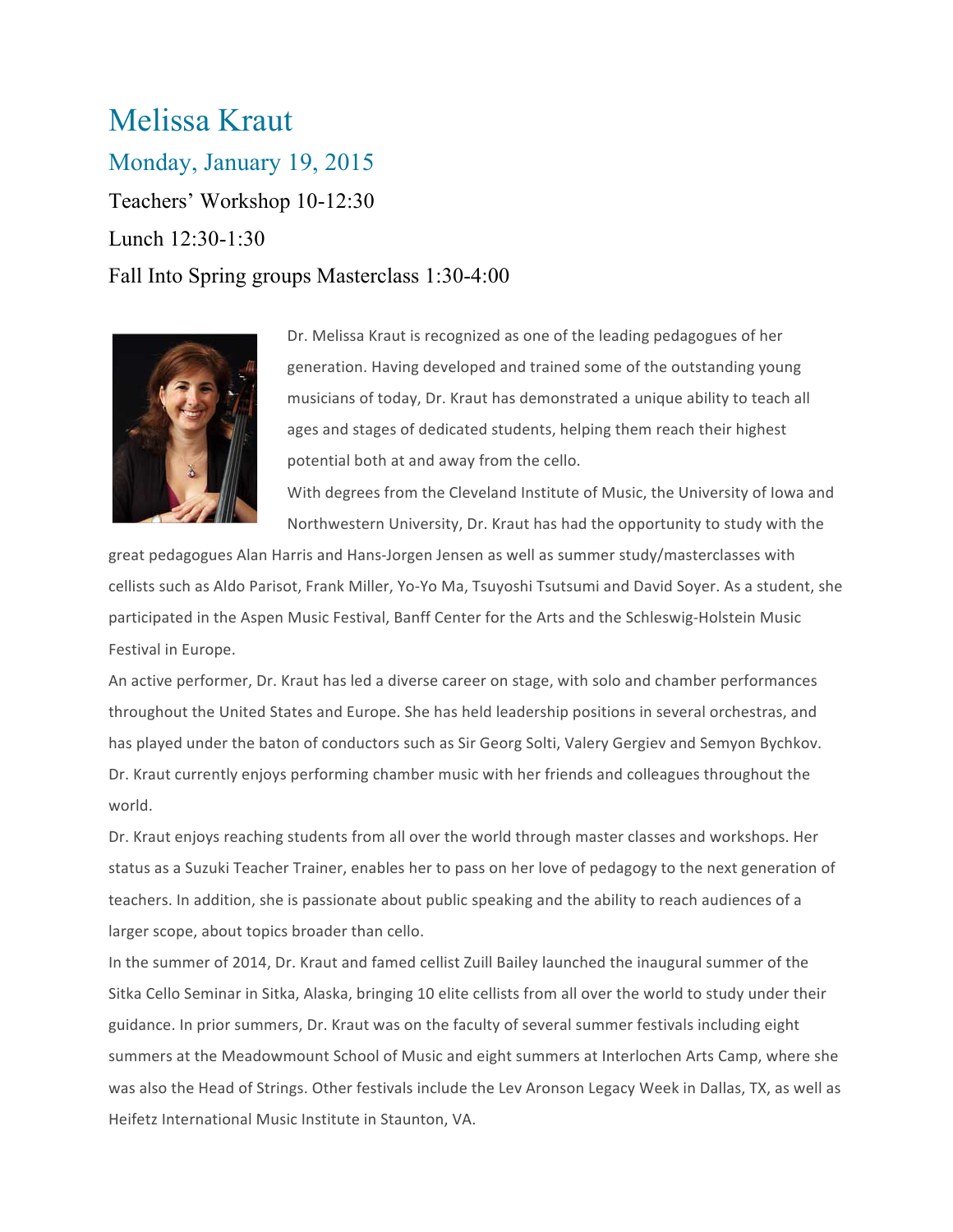# Melissa Kraut

## Monday, January 19, 2015

Teachers' Workshop 10-12:30

Lunch 12:30-1:30

Fall Into Spring groups Masterclass 1:30-4:00

Dr. Melissa Kraut is recognized as one of the leading pedagogues of her generation. Having developed and trained some of the outstanding young musicians of today, Dr. Kraut has demonstrated a unique ability to teach all ages and stages of dedicated students, helping them reach their highest potential both at and away from the cello.

With degrees from the Cleveland Institute of Music, the University of Iowa and Northwestern University, Dr. Kraut has had the opportunity to study with the great pedagogues Alan Harris and Hans-Jorgen Jensen as well as summer study/masterclasses with cellists such as Aldo Parisot, Frank Miller, Yo-Yo Ma, Tsuyoshi Tsutsumi and David Soyer. As a student, she participated in the Aspen Music Festival, Banff Center for the Arts and the Schleswig-Holstein Music Festival in Europe.

An active performer, Dr. Kraut has led a diverse career on stage, with solo and chamber performances throughout the United States and Europe. She has held leadership positions in several orchestras, and has played under the baton of conductors such as Sir Georg Solti, Valery Gergiev and Semyon Bychkov. Dr. Kraut currently enjoys performing chamber music with her friends and colleagues throughout the world.

Dr. Kraut enjoys reaching students from all over the world through master classes and workshops. Her status as a Suzuki Teacher Trainer, enables her to pass on her love of pedagogy to the next generation of teachers. In addition, she is passionate about public speaking and the ability to reach audiences of a larger scope, about topics broader than cello.

In the summer of 2014, Dr. Kraut and famed cellist Zuill Bailey launched the inaugural summer of the Sitka Cello Seminar in Sitka, Alaska, bringing 10 elite cellists from all over the world to study under their guidance. In prior summers, Dr. Kraut was on the faculty of several summer festivals including eight summers at the Meadowmount School of Music and eight summers at Interlochen Arts Camp, where she was also the Head of Strings. Other festivals include the Lev Aronson Legacy Week in Dallas, TX, as well as Heifetz International Music Institute in Staunton, VA.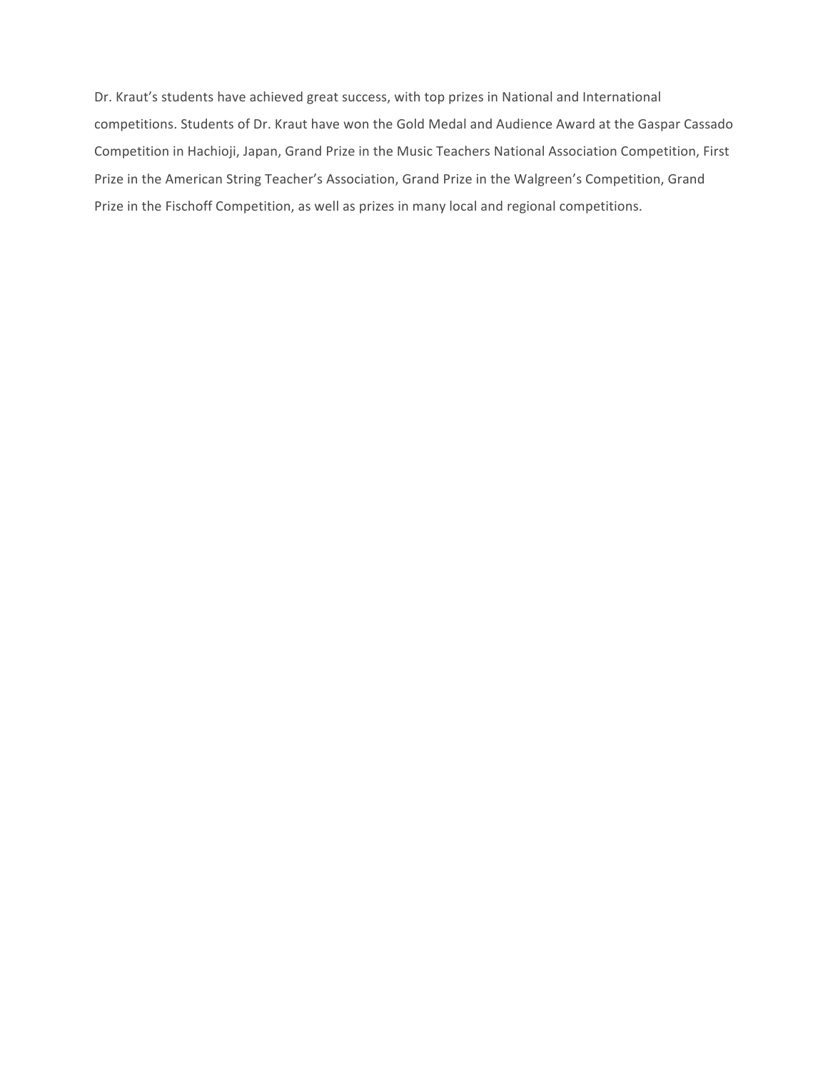Dr. Kraut's students have achieved great success, with top prizes in National and International competitions. Students of Dr. Kraut have won the Gold Medal and Audience Award at the Gaspar Cassado Competition in Hachioji, Japan, Grand Prize in the Music Teachers National Association Competition, First Prize in the American String Teacher's Association, Grand Prize in the Walgreen's Competition, Grand Prize in the Fischoff Competition, as well as prizes in many local and regional competitions.